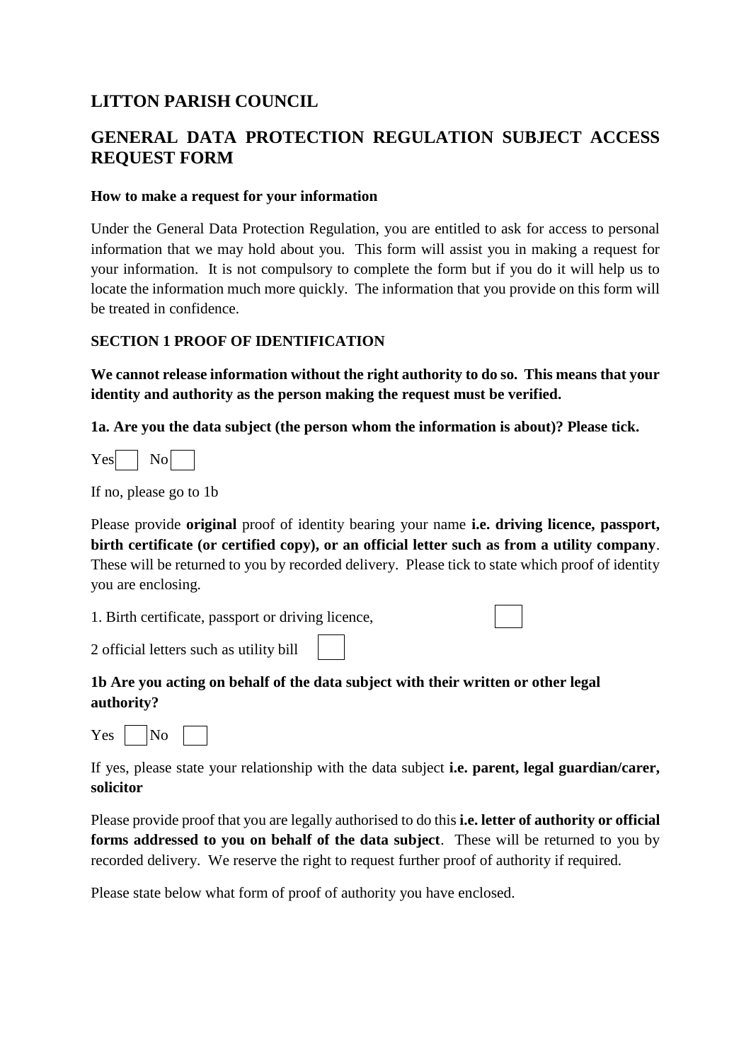## LITTON PARISH COUNCIL

## GENERAL DATA PROTECTION REGULATION SUBJECT ACCESS REQUEST FORM

**How to make a request for your information**

Under the General Data Protection Regulation, you are entitled to ask for access to personal information that we may hold about you. This form will assist you in making a request for your information. It is not compulsory to complete the form but if you do it will help us to locate the information much more quickly. The information that you provide on this form will be treated in confidence.

**SECTION 1 PROOF OF IDENTIFICATION**

**We cannot release information without the right authority to do so. This means that your identity and authority as the person making the request must be verified.**

**1a. Are you the data subject (the person whom the information is about)? Please tick.**

Yes ☐ No ☐

If no, please go to 1b

Please provide **original** proof of identity bearing your name **i.e. driving licence, passport, birth certificate (or certified copy), or an official letter such as from a utility company**. These will be returned to you by recorded delivery. Please tick to state which proof of identity you are enclosing.

1. Birth certificate, passport or driving licence, ☐

2 official letters such as utility bill ☐

**1b Are you acting on behalf of the data subject with their written or other legal authority?**

Yes ☐ No ☐

If yes, please state your relationship with the data subject **i.e. parent, legal guardian/carer, solicitor**

Please provide proof that you are legally authorised to do this **i.e. letter of authority or official forms addressed to you on behalf of the data subject**. These will be returned to you by recorded delivery. We reserve the right to request further proof of authority if required.

Please state below what form of proof of authority you have enclosed.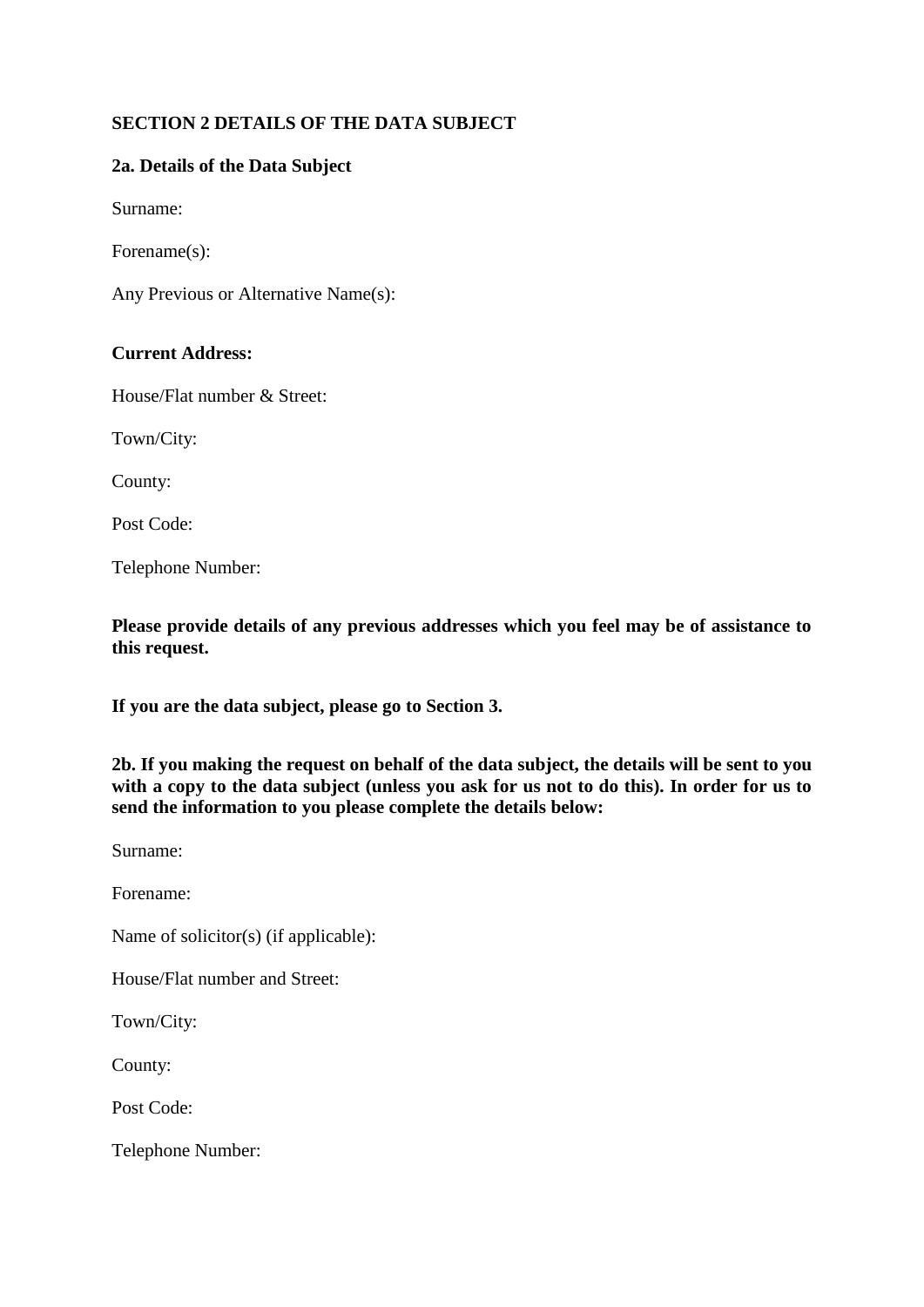## SECTION 2 DETAILS OF THE DATA SUBJECT

### 2a. Details of the Data Subject

Surname:

Forename(s):

Any Previous or Alternative Name(s):

**Current Address:**

House/Flat number & Street:

Town/City:

County:

Post Code:

Telephone Number:

**Please provide details of any previous addresses which you feel may be of assistance to this request.**

**If you are the data subject, please go to Section 3.**

**2b. If you making the request on behalf of the data subject, the details will be sent to you with a copy to the data subject (unless you ask for us not to do this). In order for us to send the information to you please complete the details below:**

Surname:

Forename:

Name of solicitor(s) (if applicable):

House/Flat number and Street:

Town/City:

County:

Post Code:

Telephone Number: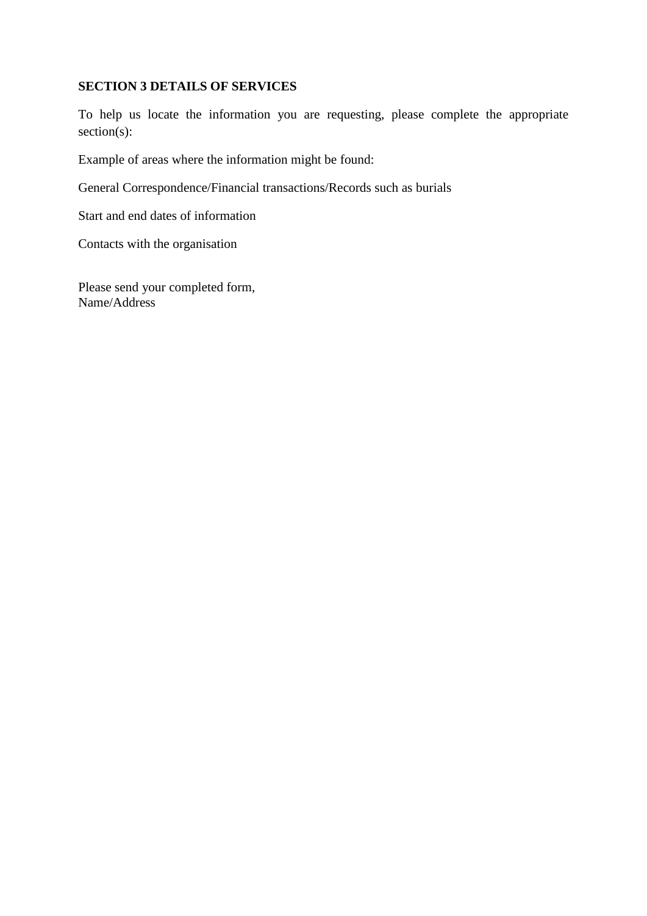**SECTION 3 DETAILS OF SERVICES**

To help us locate the information you are requesting, please complete the appropriate section(s):

Example of areas where the information might be found:

General Correspondence/Financial transactions/Records such as burials

Start and end dates of information

Contacts with the organisation

Please send your completed form,
Name/Address